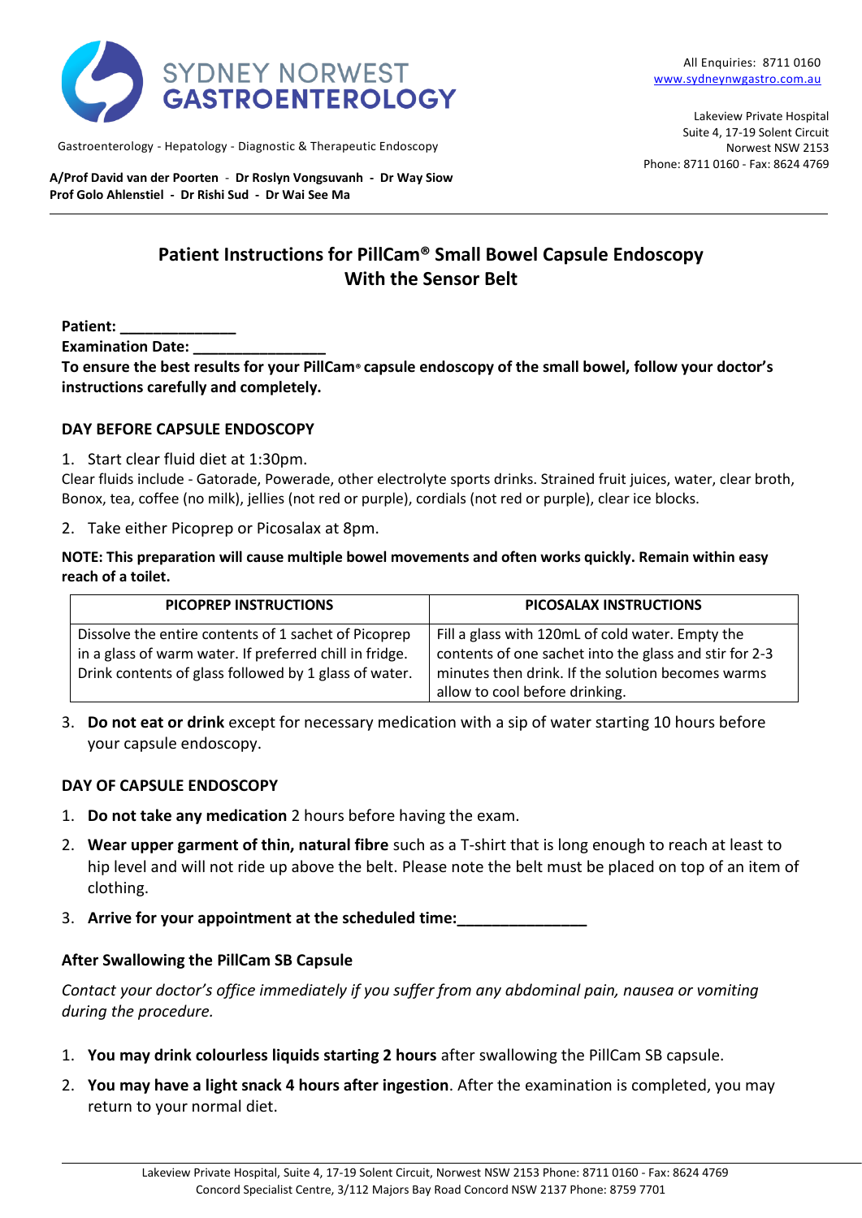# SYDNEY NORWEST GASTROENTEROLOGY

Gastroenterology - Hepatology - Diagnostic & Therapeutic Endoscopy

**A/Prof David van der Poorten - Dr Roslyn Vongsuvanh - Dr Way Siow**
**Prof Golo Ahlenstiel - Dr Rishi Sud - Dr Wai See Ma**

All Enquiries: 8711 0160
www.sydneynwgastro.com.au

Lakeview Private Hospital
Suite 4, 17-19 Solent Circuit
Norwest NSW 2153
Phone: 8711 0160 - Fax: 8624 4769

## Patient Instructions for PillCam® Small Bowel Capsule Endoscopy With the Sensor Belt

**Patient: ______________**
**Examination Date: ________________**
**To ensure the best results for your PillCam® capsule endoscopy of the small bowel, follow your doctor's instructions carefully and completely.**

### DAY BEFORE CAPSULE ENDOSCOPY

1. Start clear fluid diet at 1:30pm.

Clear fluids include - Gatorade, Powerade, other electrolyte sports drinks. Strained fruit juices, water, clear broth, Bonox, tea, coffee (no milk), jellies (not red or purple), cordials (not red or purple), clear ice blocks.

2. Take either Picoprep or Picosalax at 8pm.

**NOTE: This preparation will cause multiple bowel movements and often works quickly. Remain within easy reach of a toilet.**

| PICOPREP INSTRUCTIONS | PICOSALAX INSTRUCTIONS |
|---|---|
| Dissolve the entire contents of 1 sachet of Picoprep in a glass of warm water. If preferred chill in fridge. Drink contents of glass followed by 1 glass of water. | Fill a glass with 120mL of cold water. Empty the contents of one sachet into the glass and stir for 2-3 minutes then drink. If the solution becomes warms allow to cool before drinking. |

3. **Do not eat or drink** except for necessary medication with a sip of water starting 10 hours before your capsule endoscopy.

### DAY OF CAPSULE ENDOSCOPY

1. **Do not take any medication** 2 hours before having the exam.
2. **Wear upper garment of thin, natural fibre** such as a T-shirt that is long enough to reach at least to hip level and will not ride up above the belt. Please note the belt must be placed on top of an item of clothing.
3. **Arrive for your appointment at the scheduled time:_______________**

### After Swallowing the PillCam SB Capsule

*Contact your doctor's office immediately if you suffer from any abdominal pain, nausea or vomiting during the procedure.*

1. **You may drink colourless liquids starting 2 hours** after swallowing the PillCam SB capsule.
2. **You may have a light snack 4 hours after ingestion**. After the examination is completed, you may return to your normal diet.

Lakeview Private Hospital, Suite 4, 17-19 Solent Circuit, Norwest NSW 2153 Phone: 8711 0160 - Fax: 8624 4769
Concord Specialist Centre, 3/112 Majors Bay Road Concord NSW 2137 Phone: 8759 7701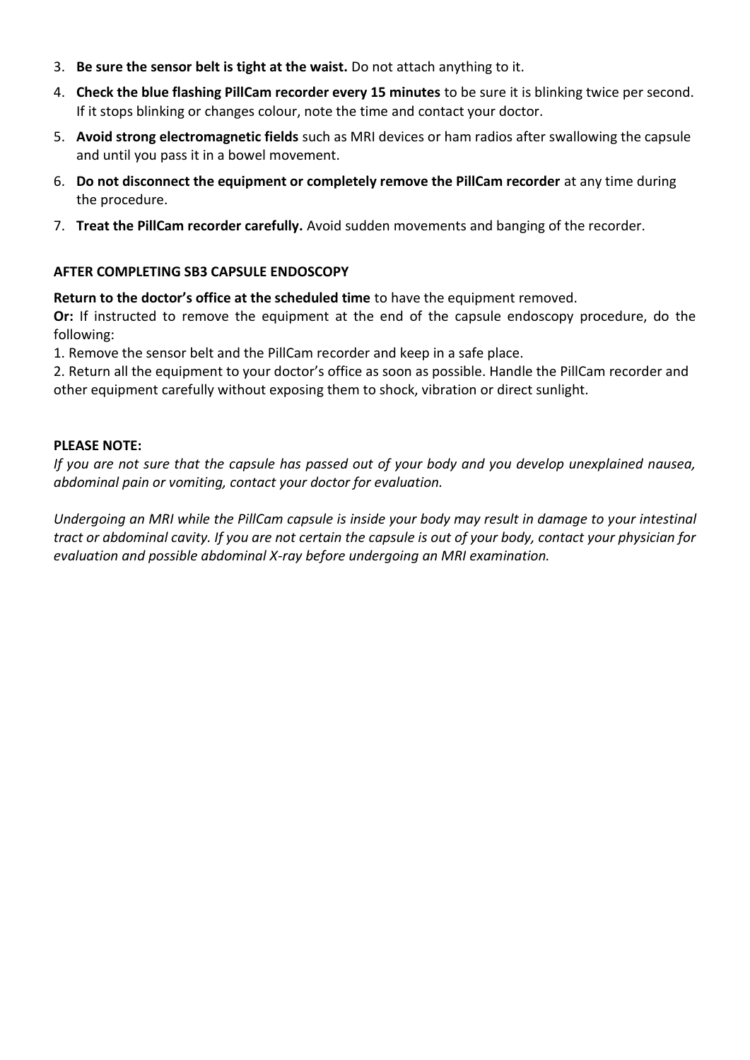3. **Be sure the sensor belt is tight at the waist.** Do not attach anything to it.
4. **Check the blue flashing PillCam recorder every 15 minutes** to be sure it is blinking twice per second. If it stops blinking or changes colour, note the time and contact your doctor.
5. **Avoid strong electromagnetic fields** such as MRI devices or ham radios after swallowing the capsule and until you pass it in a bowel movement.
6. **Do not disconnect the equipment or completely remove the PillCam recorder** at any time during the procedure.
7. **Treat the PillCam recorder carefully.** Avoid sudden movements and banging of the recorder.

**AFTER COMPLETING SB3 CAPSULE ENDOSCOPY**

**Return to the doctor's office at the scheduled time** to have the equipment removed.
**Or:** If instructed to remove the equipment at the end of the capsule endoscopy procedure, do the following:

1. Remove the sensor belt and the PillCam recorder and keep in a safe place.
2. Return all the equipment to your doctor's office as soon as possible. Handle the PillCam recorder and other equipment carefully without exposing them to shock, vibration or direct sunlight.

**PLEASE NOTE:**
*If you are not sure that the capsule has passed out of your body and you develop unexplained nausea, abdominal pain or vomiting, contact your doctor for evaluation.*

*Undergoing an MRI while the PillCam capsule is inside your body may result in damage to your intestinal tract or abdominal cavity. If you are not certain the capsule is out of your body, contact your physician for evaluation and possible abdominal X-ray before undergoing an MRI examination.*